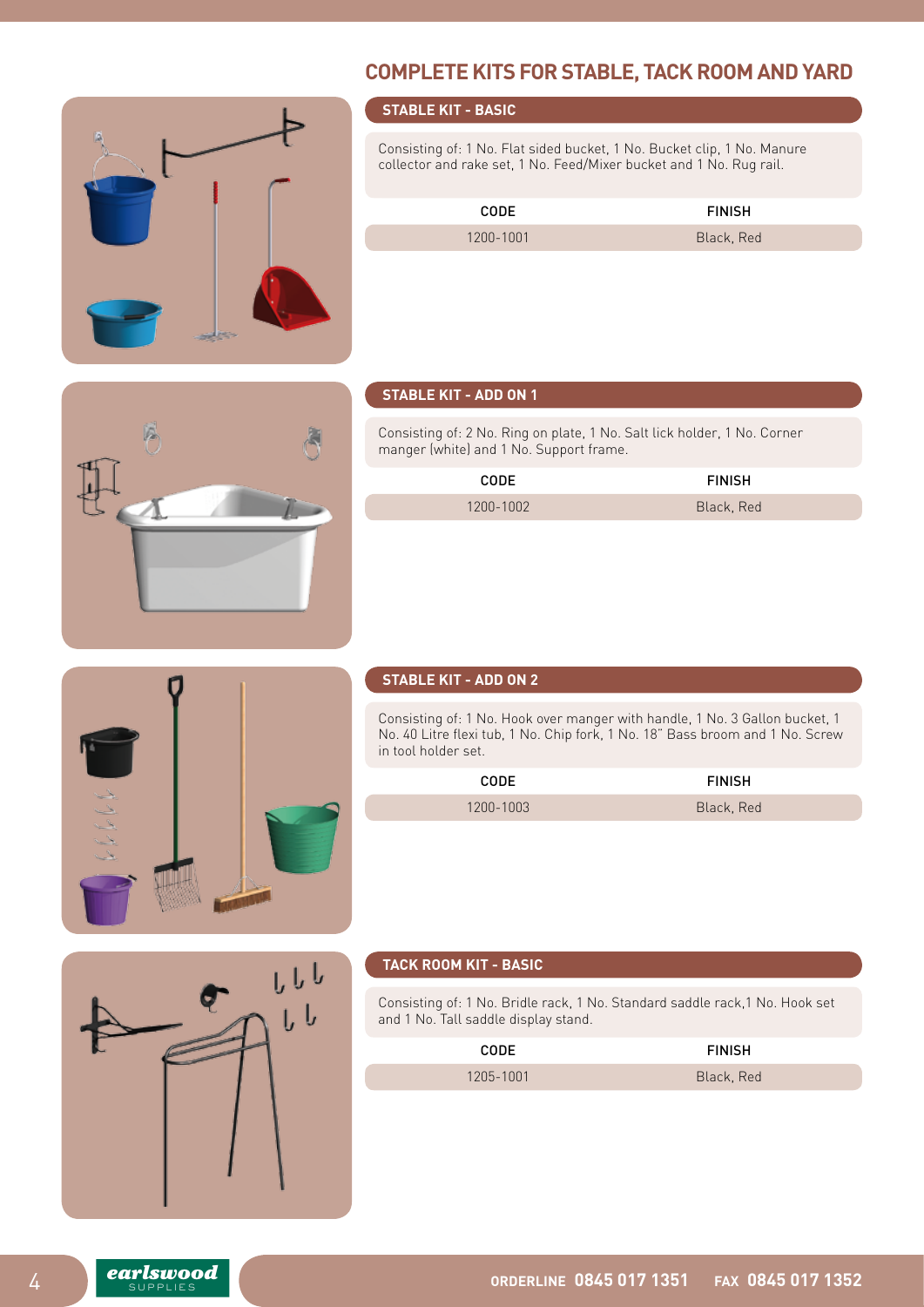# COMPLETE KITS FOR STABLE, TACK ROOM AND YARD

## STABLE KIT - BASIC

Consisting of: 1 No. Flat sided bucket, 1 No. Bucket clip, 1 No. Manure collector and rake set, 1 No. Feed/Mixer bucket and 1 No. Rug rail.

| CODE | FINISH |
| --- | --- |
| 1200-1001 | Black, Red |

## STABLE KIT - ADD ON 1

Consisting of: 2 No. Ring on plate, 1 No. Salt lick holder, 1 No. Corner manger (white) and 1 No. Support frame.

| CODE | FINISH |
| --- | --- |
| 1200-1002 | Black, Red |

## STABLE KIT - ADD ON 2

Consisting of: 1 No. Hook over manger with handle, 1 No. 3 Gallon bucket, 1 No. 40 Litre flexi tub, 1 No. Chip fork, 1 No. 18" Bass broom and 1 No. Screw in tool holder set.

| CODE | FINISH |
| --- | --- |
| 1200-1003 | Black, Red |

## TACK ROOM KIT - BASIC

Consisting of: 1 No. Bridle rack, 1 No. Standard saddle rack,1 No. Hook set and 1 No. Tall saddle display stand.

| CODE | FINISH |
| --- | --- |
| 1205-1001 | Black, Red |

earlswood SUPPLIES

ORDERLINE 0845 017 1351 FAX 0845 017 1352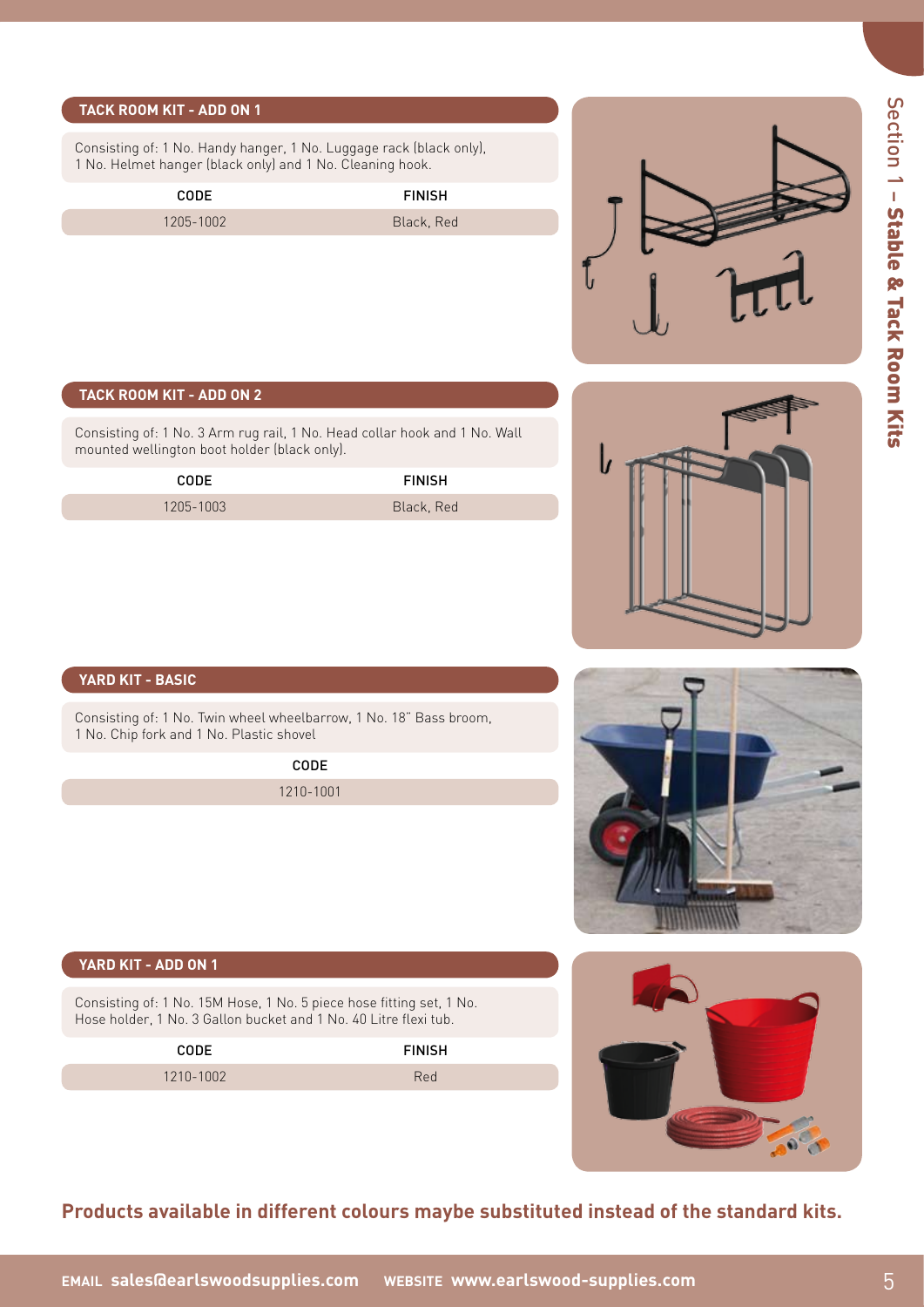## TACK ROOM KIT - ADD ON 1

Consisting of: 1 No. Handy hanger, 1 No. Luggage rack (black only), 1 No. Helmet hanger (black only) and 1 No. Cleaning hook.

| CODE | FINISH |
|---|---|
| 1205-1002 | Black, Red |

## TACK ROOM KIT - ADD ON 2

Consisting of: 1 No. 3 Arm rug rail, 1 No. Head collar hook and 1 No. Wall mounted wellington boot holder (black only).

| CODE | FINISH |
|---|---|
| 1205-1003 | Black, Red |

## YARD KIT - BASIC

Consisting of: 1 No. Twin wheel wheelbarrow, 1 No. 18" Bass broom, 1 No. Chip fork and 1 No. Plastic shovel

| CODE |
|---|
| 1210-1001 |

## YARD KIT - ADD ON 1

Consisting of: 1 No. 15M Hose, 1 No. 5 piece hose fitting set, 1 No. Hose holder, 1 No. 3 Gallon bucket and 1 No. 40 Litre flexi tub.

| CODE | FINISH |
|---|---|
| 1210-1002 | Red |

**Products available in different colours maybe substituted instead of the standard kits.**

**EMAIL sales@earlswoodsupplies.com** **WEBSITE www.earlswood-supplies.com**